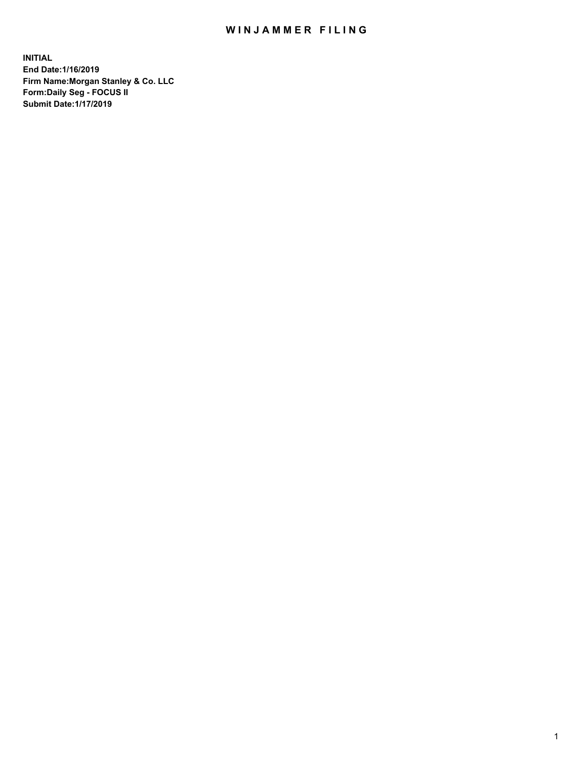# WINJAMMER FILING

**INITIAL**
**End Date:1/16/2019**
**Firm Name:Morgan Stanley & Co. LLC**
**Form:Daily Seg - FOCUS II**
**Submit Date:1/17/2019**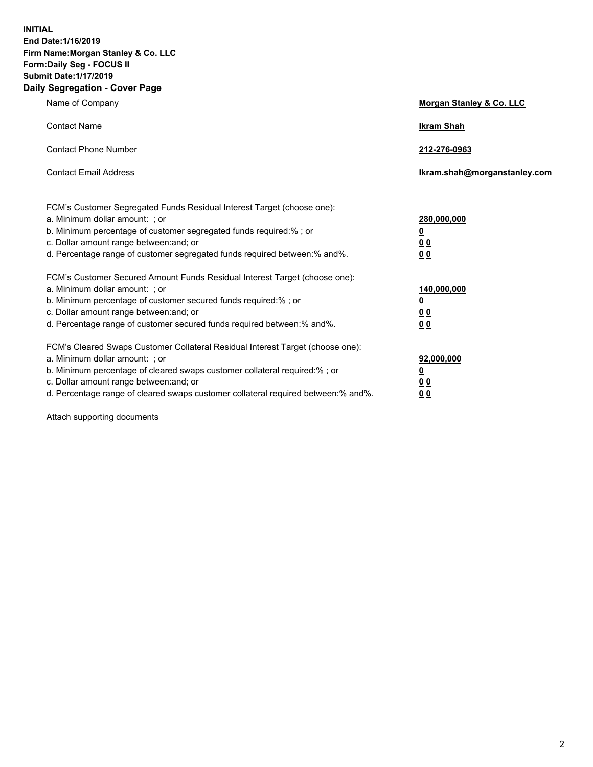**INITIAL**
**End Date:1/16/2019**
**Firm Name:Morgan Stanley & Co. LLC**
**Form:Daily Seg - FOCUS II**
**Submit Date:1/17/2019**
**Daily Segregation - Cover Page**

| | |
|---|---|
| Name of Company | **Morgan Stanley & Co. LLC** |
| Contact Name | **Ikram Shah** |
| Contact Phone Number | **212-276-0963** |
| Contact Email Address | **Ikram.shah@morganstanley.com** |

FCM's Customer Segregated Funds Residual Interest Target (choose one):

| | |
|---|---|
| a. Minimum dollar amount: ; or | **280,000,000** |
| b. Minimum percentage of customer segregated funds required:% ; or | **0** |
| c. Dollar amount range between:and; or | **0 0** |
| d. Percentage range of customer segregated funds required between:% and%. | **0 0** |

FCM's Customer Secured Amount Funds Residual Interest Target (choose one):

| | |
|---|---|
| a. Minimum dollar amount: ; or | **140,000,000** |
| b. Minimum percentage of customer secured funds required:% ; or | **0** |
| c. Dollar amount range between:and; or | **0 0** |
| d. Percentage range of customer secured funds required between:% and%. | **0 0** |

FCM's Cleared Swaps Customer Collateral Residual Interest Target (choose one):

| | |
|---|---|
| a. Minimum dollar amount: ; or | **92,000,000** |
| b. Minimum percentage of cleared swaps customer collateral required:% ; or | **0** |
| c. Dollar amount range between:and; or | **0 0** |
| d. Percentage range of cleared swaps customer collateral required between:% and%. | **0 0** |

Attach supporting documents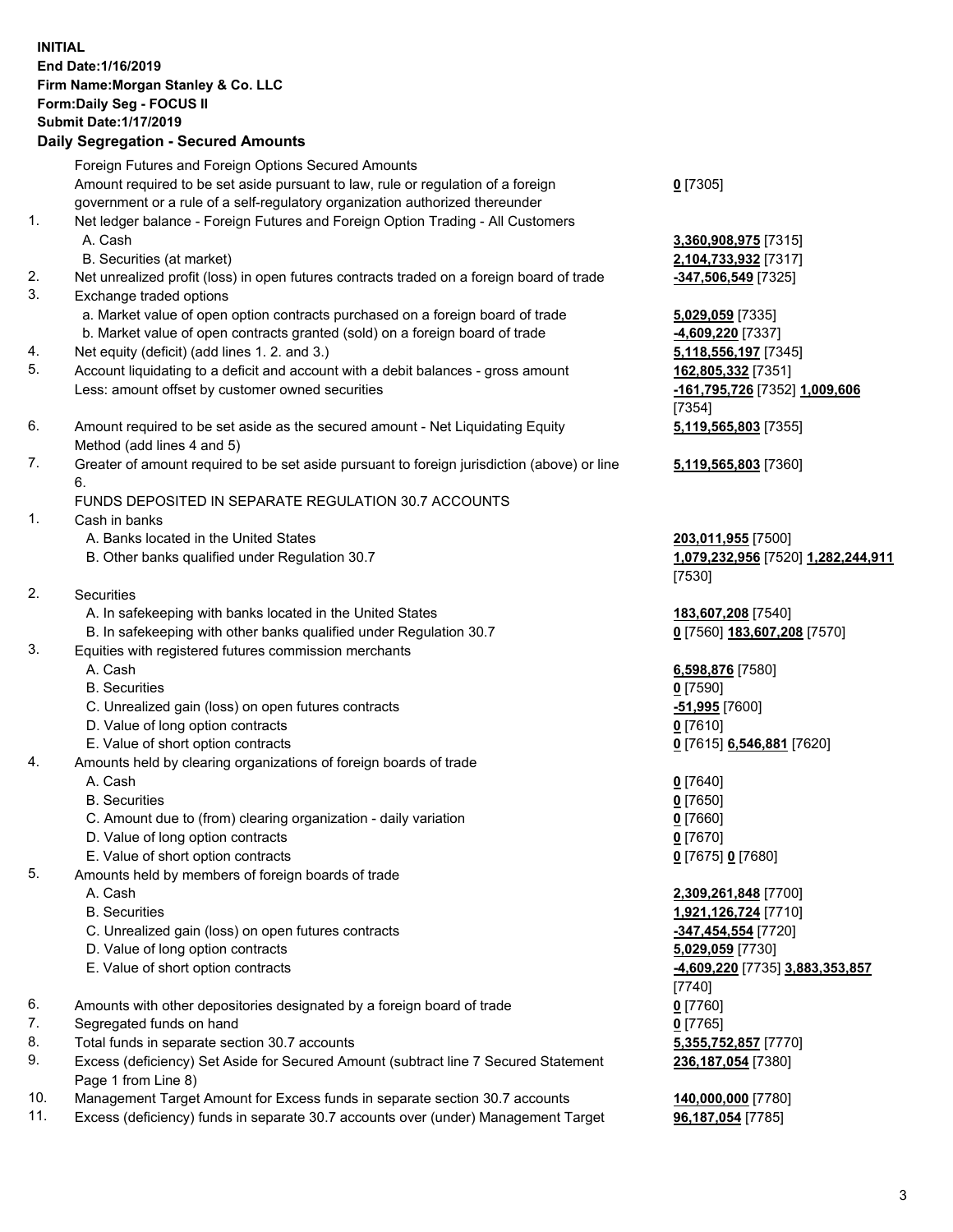**INITIAL**
**End Date:1/16/2019**
**Firm Name:Morgan Stanley & Co. LLC**
**Form:Daily Seg - FOCUS II**
**Submit Date:1/17/2019**

## Daily Segregation - Secured Amounts

| | | |
|---|---|---|
| | Foreign Futures and Foreign Options Secured Amounts | |
| | Amount required to be set aside pursuant to law, rule or regulation of a foreign government or a rule of a self-regulatory organization authorized thereunder | **0** [7305] |
| 1. | Net ledger balance - Foreign Futures and Foreign Option Trading - All Customers | |
| | A. Cash | **3,360,908,975** [7315] |
| | B. Securities (at market) | **2,104,733,932** [7317] |
| 2. | Net unrealized profit (loss) in open futures contracts traded on a foreign board of trade | **-347,506,549** [7325] |
| 3. | Exchange traded options | |
| | a. Market value of open option contracts purchased on a foreign board of trade | **5,029,059** [7335] |
| | b. Market value of open contracts granted (sold) on a foreign board of trade | **-4,609,220** [7337] |
| 4. | Net equity (deficit) (add lines 1. 2. and 3.) | **5,118,556,197** [7345] |
| 5. | Account liquidating to a deficit and account with a debit balances - gross amount | **162,805,332** [7351] |
| | Less: amount offset by customer owned securities | **-161,795,726** [7352] **1,009,606** [7354] |
| 6. | Amount required to be set aside as the secured amount - Net Liquidating Equity Method (add lines 4 and 5) | **5,119,565,803** [7355] |
| 7. | Greater of amount required to be set aside pursuant to foreign jurisdiction (above) or line 6. | **5,119,565,803** [7360] |
| | FUNDS DEPOSITED IN SEPARATE REGULATION 30.7 ACCOUNTS | |
| 1. | Cash in banks | |
| | A. Banks located in the United States | **203,011,955** [7500] |
| | B. Other banks qualified under Regulation 30.7 | **1,079,232,956** [7520] **1,282,244,911** [7530] |
| 2. | Securities | |
| | A. In safekeeping with banks located in the United States | **183,607,208** [7540] |
| | B. In safekeeping with other banks qualified under Regulation 30.7 | **0** [7560] **183,607,208** [7570] |
| 3. | Equities with registered futures commission merchants | |
| | A. Cash | **6,598,876** [7580] |
| | B. Securities | **0** [7590] |
| | C. Unrealized gain (loss) on open futures contracts | **-51,995** [7600] |
| | D. Value of long option contracts | **0** [7610] |
| | E. Value of short option contracts | **0** [7615] **6,546,881** [7620] |
| 4. | Amounts held by clearing organizations of foreign boards of trade | |
| | A. Cash | **0** [7640] |
| | B. Securities | **0** [7650] |
| | C. Amount due to (from) clearing organization - daily variation | **0** [7660] |
| | D. Value of long option contracts | **0** [7670] |
| | E. Value of short option contracts | **0** [7675] **0** [7680] |
| 5. | Amounts held by members of foreign boards of trade | |
| | A. Cash | **2,309,261,848** [7700] |
| | B. Securities | **1,921,126,724** [7710] |
| | C. Unrealized gain (loss) on open futures contracts | **-347,454,554** [7720] |
| | D. Value of long option contracts | **5,029,059** [7730] |
| | E. Value of short option contracts | **-4,609,220** [7735] **3,883,353,857** [7740] |
| 6. | Amounts with other depositories designated by a foreign board of trade | **0** [7760] |
| 7. | Segregated funds on hand | **0** [7765] |
| 8. | Total funds in separate section 30.7 accounts | **5,355,752,857** [7770] |
| 9. | Excess (deficiency) Set Aside for Secured Amount (subtract line 7 Secured Statement Page 1 from Line 8) | **236,187,054** [7380] |
| 10. | Management Target Amount for Excess funds in separate section 30.7 accounts | **140,000,000** [7780] |
| 11. | Excess (deficiency) funds in separate 30.7 accounts over (under) Management Target | **96,187,054** [7785] |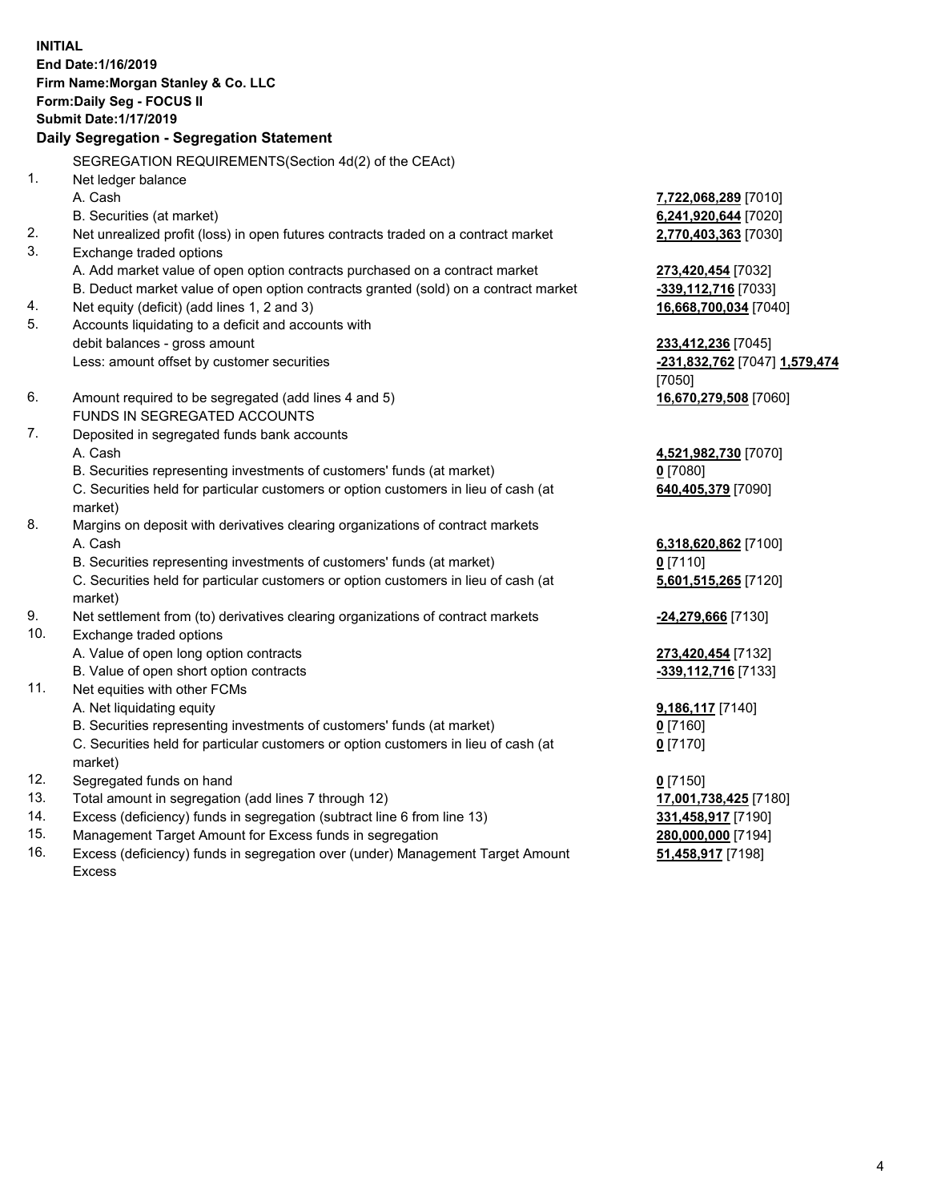**INITIAL**
**End Date:1/16/2019**
**Firm Name:Morgan Stanley & Co. LLC**
**Form:Daily Seg - FOCUS II**
**Submit Date:1/17/2019**

### Daily Segregation - Segregation Statement

| | | |
|---|---|---|
| | SEGREGATION REQUIREMENTS(Section 4d(2) of the CEAct) | |
| 1. | Net ledger balance | |
| | A. Cash | **7,722,068,289** [7010] |
| | B. Securities (at market) | **6,241,920,644** [7020] |
| 2. | Net unrealized profit (loss) in open futures contracts traded on a contract market | **2,770,403,363** [7030] |
| 3. | Exchange traded options | |
| | A. Add market value of open option contracts purchased on a contract market | **273,420,454** [7032] |
| | B. Deduct market value of open option contracts granted (sold) on a contract market | **-339,112,716** [7033] |
| 4. | Net equity (deficit) (add lines 1, 2 and 3) | **16,668,700,034** [7040] |
| 5. | Accounts liquidating to a deficit and accounts with debit balances - gross amount | **233,412,236** [7045] |
| | Less: amount offset by customer securities | **-231,832,762** [7047] **1,579,474** [7050] |
| 6. | Amount required to be segregated (add lines 4 and 5) | **16,670,279,508** [7060] |
| | FUNDS IN SEGREGATED ACCOUNTS | |
| 7. | Deposited in segregated funds bank accounts | |
| | A. Cash | **4,521,982,730** [7070] |
| | B. Securities representing investments of customers' funds (at market) | **0** [7080] |
| | C. Securities held for particular customers or option customers in lieu of cash (at market) | **640,405,379** [7090] |
| 8. | Margins on deposit with derivatives clearing organizations of contract markets | |
| | A. Cash | **6,318,620,862** [7100] |
| | B. Securities representing investments of customers' funds (at market) | **0** [7110] |
| | C. Securities held for particular customers or option customers in lieu of cash (at market) | **5,601,515,265** [7120] |
| 9. | Net settlement from (to) derivatives clearing organizations of contract markets | **-24,279,666** [7130] |
| 10. | Exchange traded options | |
| | A. Value of open long option contracts | **273,420,454** [7132] |
| | B. Value of open short option contracts | **-339,112,716** [7133] |
| 11. | Net equities with other FCMs | |
| | A. Net liquidating equity | **9,186,117** [7140] |
| | B. Securities representing investments of customers' funds (at market) | **0** [7160] |
| | C. Securities held for particular customers or option customers in lieu of cash (at market) | **0** [7170] |
| 12. | Segregated funds on hand | **0** [7150] |
| 13. | Total amount in segregation (add lines 7 through 12) | **17,001,738,425** [7180] |
| 14. | Excess (deficiency) funds in segregation (subtract line 6 from line 13) | **331,458,917** [7190] |
| 15. | Management Target Amount for Excess funds in segregation | **280,000,000** [7194] |
| 16. | Excess (deficiency) funds in segregation over (under) Management Target Amount Excess | **51,458,917** [7198] |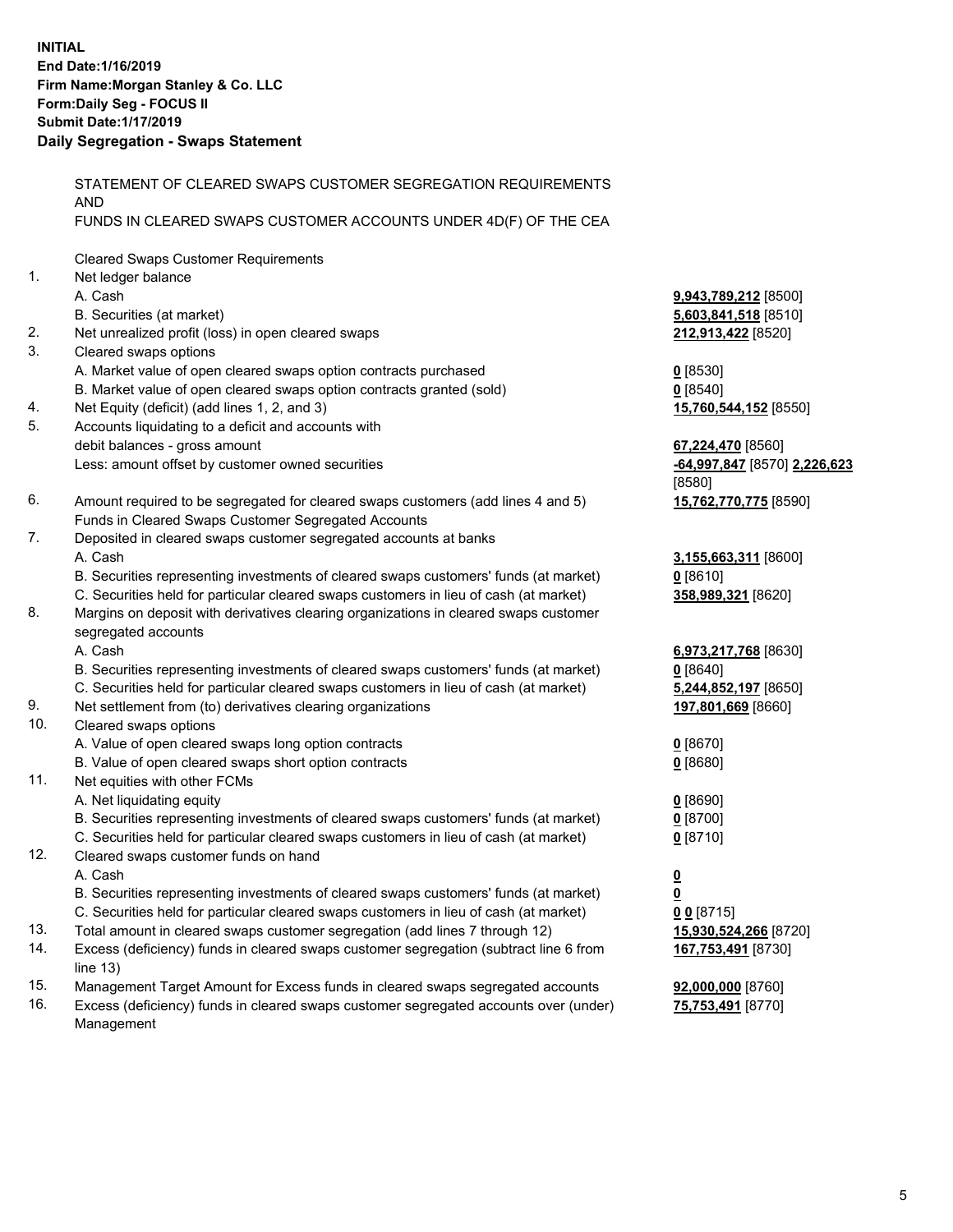**INITIAL**
**End Date:1/16/2019**
**Firm Name:Morgan Stanley & Co. LLC**
**Form:Daily Seg - FOCUS II**
**Submit Date:1/17/2019**
**Daily Segregation - Swaps Statement**

STATEMENT OF CLEARED SWAPS CUSTOMER SEGREGATION REQUIREMENTS AND FUNDS IN CLEARED SWAPS CUSTOMER ACCOUNTS UNDER 4D(F) OF THE CEA

| | | |
|---|---|---|
| | Cleared Swaps Customer Requirements | |
| 1. | Net ledger balance | |
| | A. Cash | **9,943,789,212** [8500] |
| | B. Securities (at market) | **5,603,841,518** [8510] |
| 2. | Net unrealized profit (loss) in open cleared swaps | **212,913,422** [8520] |
| 3. | Cleared swaps options | |
| | A. Market value of open cleared swaps option contracts purchased | **0** [8530] |
| | B. Market value of open cleared swaps option contracts granted (sold) | **0** [8540] |
| 4. | Net Equity (deficit) (add lines 1, 2, and 3) | **15,760,544,152** [8550] |
| 5. | Accounts liquidating to a deficit and accounts with debit balances - gross amount | **67,224,470** [8560] |
| | Less: amount offset by customer owned securities | **-64,997,847** [8570] **2,226,623** [8580] |
| 6. | Amount required to be segregated for cleared swaps customers (add lines 4 and 5) | **15,762,770,775** [8590] |
| | Funds in Cleared Swaps Customer Segregated Accounts | |
| 7. | Deposited in cleared swaps customer segregated accounts at banks | |
| | A. Cash | **3,155,663,311** [8600] |
| | B. Securities representing investments of cleared swaps customers' funds (at market) | **0** [8610] |
| | C. Securities held for particular cleared swaps customers in lieu of cash (at market) | **358,989,321** [8620] |
| 8. | Margins on deposit with derivatives clearing organizations in cleared swaps customer segregated accounts | |
| | A. Cash | **6,973,217,768** [8630] |
| | B. Securities representing investments of cleared swaps customers' funds (at market) | **0** [8640] |
| | C. Securities held for particular cleared swaps customers in lieu of cash (at market) | **5,244,852,197** [8650] |
| 9. | Net settlement from (to) derivatives clearing organizations | **197,801,669** [8660] |
| 10. | Cleared swaps options | |
| | A. Value of open cleared swaps long option contracts | **0** [8670] |
| | B. Value of open cleared swaps short option contracts | **0** [8680] |
| 11. | Net equities with other FCMs | |
| | A. Net liquidating equity | **0** [8690] |
| | B. Securities representing investments of cleared swaps customers' funds (at market) | **0** [8700] |
| | C. Securities held for particular cleared swaps customers in lieu of cash (at market) | **0** [8710] |
| 12. | Cleared swaps customer funds on hand | |
| | A. Cash | **0** |
| | B. Securities representing investments of cleared swaps customers' funds (at market) | **0** |
| | C. Securities held for particular cleared swaps customers in lieu of cash (at market) | **0** **0** [8715] |
| 13. | Total amount in cleared swaps customer segregation (add lines 7 through 12) | **15,930,524,266** [8720] |
| 14. | Excess (deficiency) funds in cleared swaps customer segregation (subtract line 6 from line 13) | **167,753,491** [8730] |
| 15. | Management Target Amount for Excess funds in cleared swaps segregated accounts | **92,000,000** [8760] |
| 16. | Excess (deficiency) funds in cleared swaps customer segregated accounts over (under) Management | **75,753,491** [8770] |